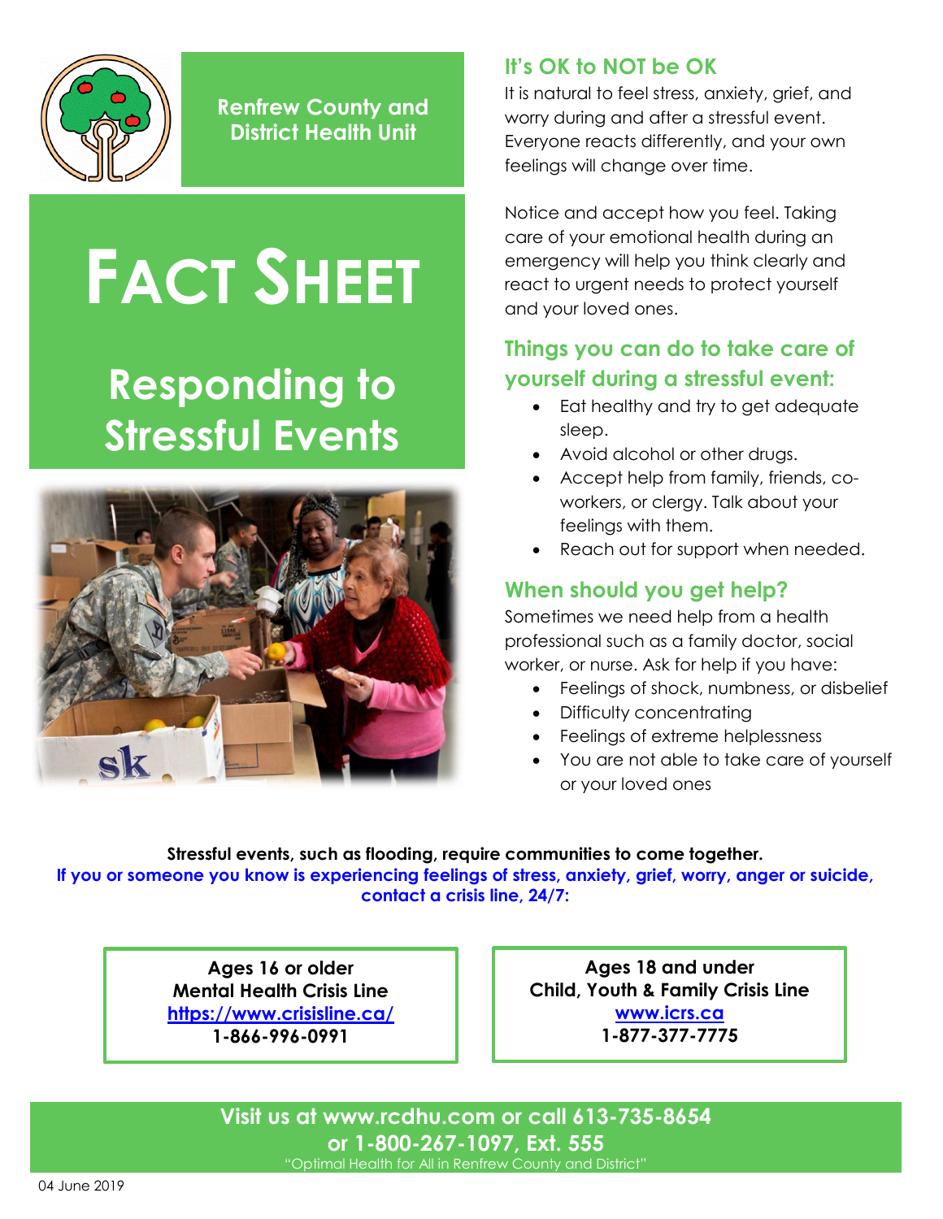Renfrew County and District Health Unit

# FACT SHEET

## Responding to Stressful Events

### It's OK to NOT be OK

It is natural to feel stress, anxiety, grief, and worry during and after a stressful event. Everyone reacts differently, and your own feelings will change over time.

Notice and accept how you feel. Taking care of your emotional health during an emergency will help you think clearly and react to urgent needs to protect yourself and your loved ones.

### Things you can do to take care of yourself during a stressful event:

- Eat healthy and try to get adequate sleep.
- Avoid alcohol or other drugs.
- Accept help from family, friends, co-workers, or clergy. Talk about your feelings with them.
- Reach out for support when needed.

### When should you get help?

Sometimes we need help from a health professional such as a family doctor, social worker, or nurse. Ask for help if you have:

- Feelings of shock, numbness, or disbelief
- Difficulty concentrating
- Feelings of extreme helplessness
- You are not able to take care of yourself or your loved ones

**Stressful events, such as flooding, require communities to come together.**

**If you or someone you know is experiencing feelings of stress, anxiety, grief, worry, anger or suicide, contact a crisis line, 24/7:**

**Ages 16 or older**
**Mental Health Crisis Line**
**https://www.crisisline.ca/**
**1-866-996-0991**

**Ages 18 and under**
**Child, Youth & Family Crisis Line**
**www.icrs.ca**
**1-877-377-7775**

**Visit us at www.rcdhu.com or call 613-735-8654 or 1-800-267-1097, Ext. 555**

"Optimal Health for All in Renfrew County and District"

04 June 2019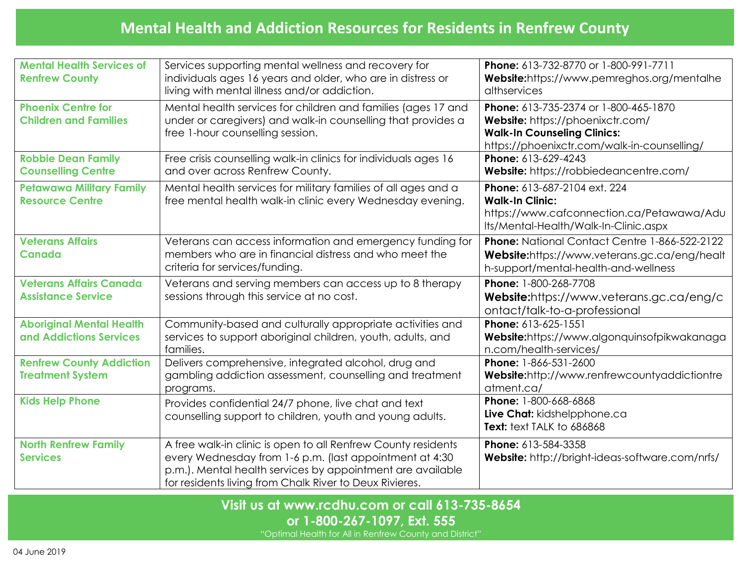# Mental Health and Addiction Resources for Residents in Renfrew County

| | | |
|---|---|---|
| **Mental Health Services of Renfrew County** | Services supporting mental wellness and recovery for individuals ages 16 years and older, who are in distress or living with mental illness and/or addiction. | **Phone:** 613-732-8770 or 1-800-991-7711 **Website:**https://www.pemreghos.org/mentalhealthservices |
| **Phoenix Centre for Children and Families** | Mental health services for children and families (ages 17 and under or caregivers) and walk-in counselling that provides a free 1-hour counselling session. | **Phone:** 613-735-2374 or 1-800-465-1870 **Website:** https://phoenixctr.com/ **Walk-In Counseling Clinics:** https://phoenixctr.com/walk-in-counselling/ |
| **Robbie Dean Family Counselling Centre** | Free crisis counselling walk-in clinics for individuals ages 16 and over across Renfrew County. | **Phone:** 613-629-4243 **Website:** https://robbiedeancentre.com/ |
| **Petawawa Military Family Resource Centre** | Mental health services for military families of all ages and a free mental health walk-in clinic every Wednesday evening. | **Phone:** 613-687-2104 ext. 224 **Walk-In Clinic:** https://www.cafconnection.ca/Petawawa/Adults/Mental-Health/Walk-In-Clinic.aspx |
| **Veterans Affairs Canada** | Veterans can access information and emergency funding for members who are in financial distress and who meet the criteria for services/funding. | **Phone:** National Contact Centre 1-866-522-2122 **Website:**https://www.veterans.gc.ca/eng/health-support/mental-health-and-wellness |
| **Veterans Affairs Canada Assistance Service** | Veterans and serving members can access up to 8 therapy sessions through this service at no cost. | **Phone:** 1-800-268-7708 **Website:**https://www.veterans.gc.ca/eng/contact/talk-to-a-professional |
| **Aboriginal Mental Health and Addictions Services** | Community-based and culturally appropriate activities and services to support aboriginal children, youth, adults, and families. | **Phone:** 613-625-1551 **Website:**https://www.algonquinsofpikwakanagan.com/health-services/ |
| **Renfrew County Addiction Treatment System** | Delivers comprehensive, integrated alcohol, drug and gambling addiction assessment, counselling and treatment programs. | **Phone:** 1-866-531-2600 **Website:**http://www.renfrewcountyaddictiontreatment.ca/ |
| **Kids Help Phone** | Provides confidential 24/7 phone, live chat and text counselling support to children, youth and young adults. | **Phone:** 1-800-668-6868 **Live Chat:** kidshelpphone.ca **Text:** text TALK to 686868 |
| **North Renfrew Family Services** | A free walk-in clinic is open to all Renfrew County residents every Wednesday from 1-6 p.m. (last appointment at 4:30 p.m.). Mental health services by appointment are available for residents living from Chalk River to Deux Rivieres. | **Phone:** 613-584-3358 **Website:** http://bright-ideas-software.com/nrfs/ |

**Visit us at www.rcdhu.com or call 613-735-8654 or 1-800-267-1097, Ext. 555**

"Optimal Health for All in Renfrew County and District"

04 June 2019